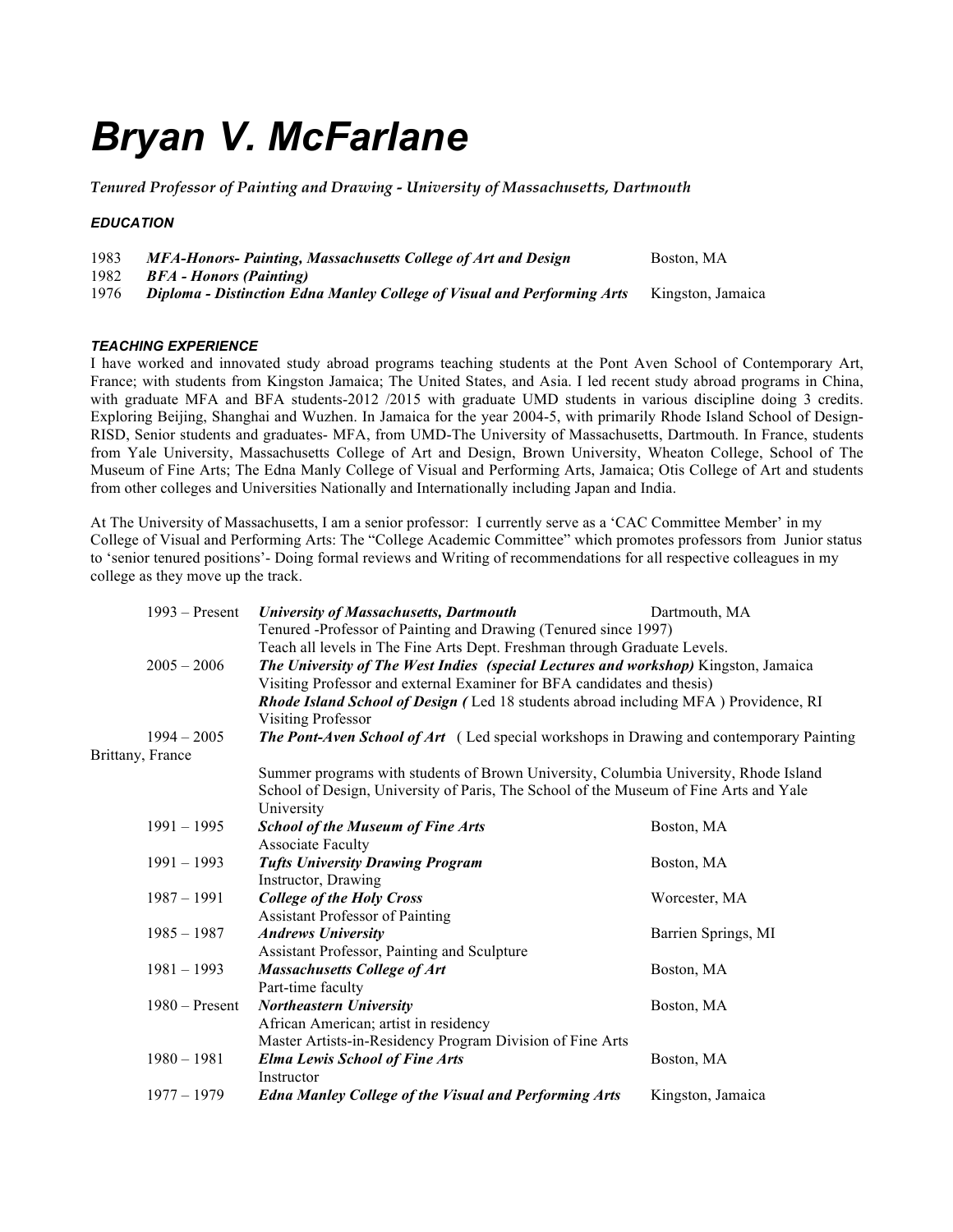# *Bryan V. McFarlane*

*Tenured Professor of Painting and Drawing - University of Massachusetts, Dartmouth*

### *EDUCATION*

1983 ***MFA-Honors- Painting, Massachusetts College of Art and Design*** Boston, MA
1982 ***BFA - Honors (Painting)***
1976 ***Diploma - Distinction Edna Manley College of Visual and Performing Arts*** Kingston, Jamaica

### *TEACHING EXPERIENCE*

I have worked and innovated study abroad programs teaching students at the Pont Aven School of Contemporary Art, France; with students from Kingston Jamaica; The United States, and Asia. I led recent study abroad programs in China, with graduate MFA and BFA students-2012 /2015 with graduate UMD students in various discipline doing 3 credits. Exploring Beijing, Shanghai and Wuzhen. In Jamaica for the year 2004-5, with primarily Rhode Island School of Design-RISD, Senior students and graduates- MFA, from UMD-The University of Massachusetts, Dartmouth. In France, students from Yale University, Massachusetts College of Art and Design, Brown University, Wheaton College, School of The Museum of Fine Arts; The Edna Manly College of Visual and Performing Arts, Jamaica; Otis College of Art and students from other colleges and Universities Nationally and Internationally including Japan and India.

At The University of Massachusetts, I am a senior professor: I currently serve as a 'CAC Committee Member' in my College of Visual and Performing Arts: The "College Academic Committee" which promotes professors from Junior status to 'senior tenured positions'- Doing formal reviews and Writing of recommendations for all respective colleagues in my college as they move up the track.

1993 – Present ***University of Massachusetts, Dartmouth*** Dartmouth, MA
Tenured -Professor of Painting and Drawing (Tenured since 1997)
Teach all levels in The Fine Arts Dept. Freshman through Graduate Levels.

2005 – 2006 ***The University of The West Indies (special Lectures and workshop)*** Kingston, Jamaica
Visiting Professor and external Examiner for BFA candidates and thesis)
***Rhode Island School of Design (*** Led 18 students abroad including MFA ) Providence, RI
Visiting Professor

1994 – 2005 ***The Pont-Aven School of Art*** ( Led special workshops in Drawing and contemporary Painting Brittany, France
Summer programs with students of Brown University, Columbia University, Rhode Island School of Design, University of Paris, The School of the Museum of Fine Arts and Yale University

1991 – 1995 ***School of the Museum of Fine Arts*** Boston, MA
Associate Faculty

1991 – 1993 ***Tufts University Drawing Program*** Boston, MA
Instructor, Drawing

1987 – 1991 ***College of the Holy Cross*** Worcester, MA
Assistant Professor of Painting

1985 – 1987 ***Andrews University*** Barrien Springs, MI
Assistant Professor, Painting and Sculpture

1981 – 1993 ***Massachusetts College of Art*** Boston, MA
Part-time faculty

1980 – Present ***Northeastern University*** Boston, MA
African American; artist in residency
Master Artists-in-Residency Program Division of Fine Arts

1980 – 1981 ***Elma Lewis School of Fine Arts*** Boston, MA
Instructor

1977 – 1979 ***Edna Manley College of the Visual and Performing Arts*** Kingston, Jamaica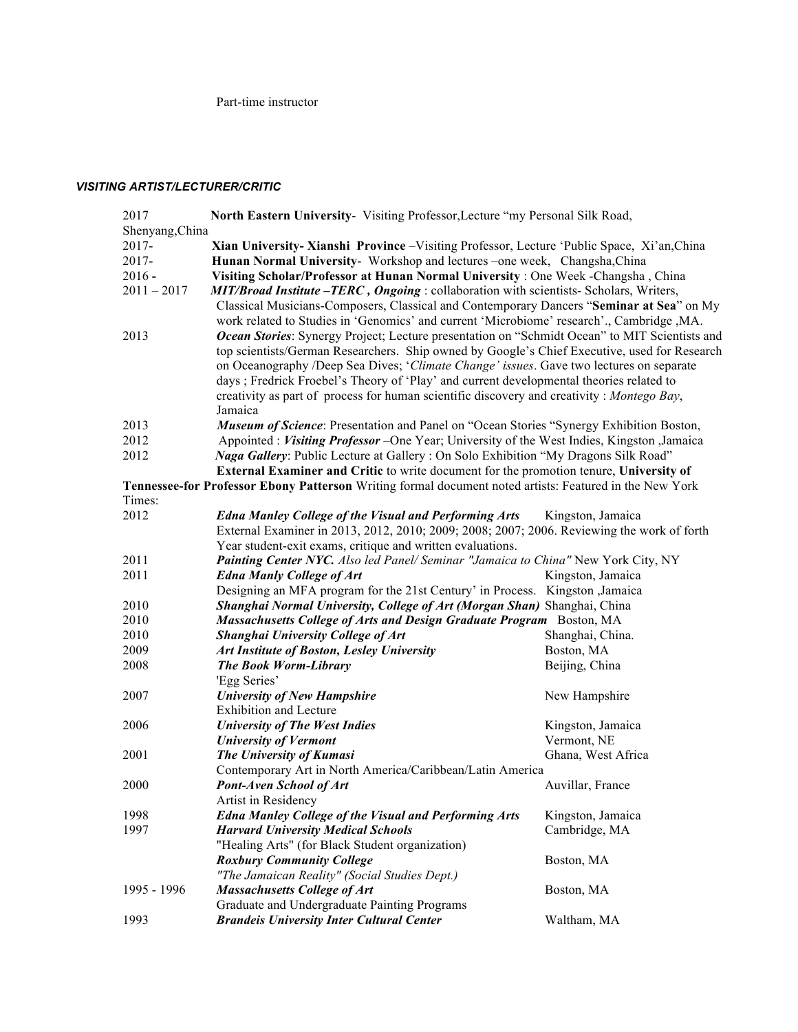Part-time instructor

***VISITING ARTIST/LECTURER/CRITIC***

2017 **North Eastern University**- Visiting Professor,Lecture "my Personal Silk Road, Shenyang,China

2017- **Xian University- Xianshi Province** –Visiting Professor, Lecture 'Public Space, Xi'an,China

2017- **Hunan Normal University**- Workshop and lectures –one week, Changsha,China

2016 **- Visiting Scholar/Professor at Hunan Normal University** : One Week -Changsha , China

2011 – 2017 ***MIT/Broad Institute –TERC , Ongoing*** : collaboration with scientists- Scholars, Writers, Classical Musicians-Composers, Classical and Contemporary Dancers "**Seminar at Sea**" on My work related to Studies in 'Genomics' and current 'Microbiome' research'., Cambridge ,MA.

2013 ***Ocean Stories***: Synergy Project; Lecture presentation on "Schmidt Ocean" to MIT Scientists and top scientists/German Researchers. Ship owned by Google's Chief Executive, used for Research on Oceanography /Deep Sea Dives; '*Climate Change' issues*. Gave two lectures on separate days ; Fredrick Froebel's Theory of 'Play' and current developmental theories related to creativity as part of process for human scientific discovery and creativity : *Montego Bay*, Jamaica

2013 ***Museum of Science***: Presentation and Panel on "Ocean Stories "Synergy Exhibition Boston,

2012 Appointed : ***Visiting Professor*** –One Year; University of the West Indies, Kingston ,Jamaica

2012 ***Naga Gallery***: Public Lecture at Gallery : On Solo Exhibition "My Dragons Silk Road"
**External Examiner and Critic** to write document for the promotion tenure, **University of Tennessee-for Professor Ebony Patterson** Writing formal document noted artists: Featured in the New York Times:

2012 ***Edna Manley College of the Visual and Performing Arts*** Kingston, Jamaica
External Examiner in 2013, 2012, 2010; 2009; 2008; 2007; 2006. Reviewing the work of forth Year student-exit exams, critique and written evaluations.

2011 ***Painting Center NYC.*** *Also led Panel/ Seminar "Jamaica to China"* New York City, NY

2011 ***Edna Manly College of Art*** Kingston, Jamaica
Designing an MFA program for the 21st Century' in Process. Kingston ,Jamaica

2010 ***Shanghai Normal University, College of Art (Morgan Shan)*** Shanghai, China

2010 ***Massachusetts College of Arts and Design Graduate Program*** Boston, MA

2010 ***Shanghai University College of Art*** Shanghai, China.

2009 ***Art Institute of Boston, Lesley University*** Boston, MA

2008 ***The Book Worm-Library*** Beijing, China
'Egg Series'

2007 ***University of New Hampshire*** New Hampshire
Exhibition and Lecture

2006 ***University of The West Indies*** Kingston, Jamaica
***University of Vermont*** Vermont, NE

2001 ***The University of Kumasi*** Ghana, West Africa
Contemporary Art in North America/Caribbean/Latin America

2000 ***Pont-Aven School of Art*** Auvillar, France
Artist in Residency

1998 ***Edna Manley College of the Visual and Performing Arts*** Kingston, Jamaica

1997 ***Harvard University Medical Schools*** Cambridge, MA
"Healing Arts" (for Black Student organization)
***Roxbury Community College*** Boston, MA
*"The Jamaican Reality" (Social Studies Dept.)*

1995 - 1996 ***Massachusetts College of Art*** Boston, MA
Graduate and Undergraduate Painting Programs

1993 ***Brandeis University Inter Cultural Center*** Waltham, MA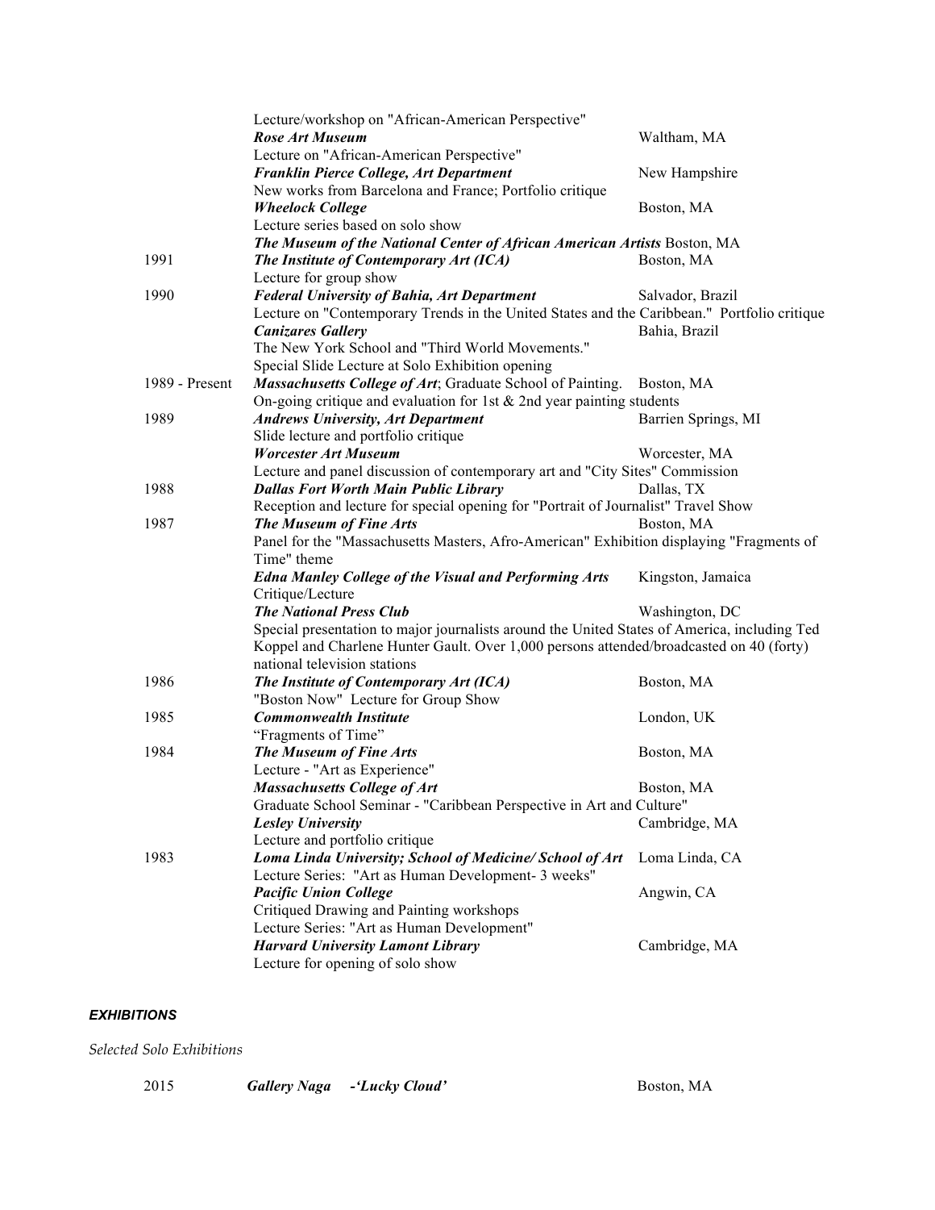| | | |
|---|---|---|
| | Lecture/workshop on "African-American Perspective" | |
| | ***Rose Art Museum*** | Waltham, MA |
| | Lecture on "African-American Perspective" | |
| | ***Franklin Pierce College, Art Department*** | New Hampshire |
| | New works from Barcelona and France; Portfolio critique | |
| | ***Wheelock College*** | Boston, MA |
| | Lecture series based on solo show | |
| | ***The Museum of the National Center of African American Artists*** | Boston, MA |
| 1991 | ***The Institute of Contemporary Art (ICA)*** | Boston, MA |
| | Lecture for group show | |
| 1990 | ***Federal University of Bahia, Art Department*** | Salvador, Brazil |
| | Lecture on "Contemporary Trends in the United States and the Caribbean." Portfolio critique | |
| | ***Canizares Gallery*** | Bahia, Brazil |
| | The New York School and "Third World Movements." | |
| | Special Slide Lecture at Solo Exhibition opening | |
| 1989 - Present | ***Massachusetts College of Art***; Graduate School of Painting. | Boston, MA |
| | On-going critique and evaluation for 1st & 2nd year painting students | |
| 1989 | ***Andrews University, Art Department*** | Barrien Springs, MI |
| | Slide lecture and portfolio critique | |
| | ***Worcester Art Museum*** | Worcester, MA |
| | Lecture and panel discussion of contemporary art and "City Sites" Commission | |
| 1988 | ***Dallas Fort Worth Main Public Library*** | Dallas, TX |
| | Reception and lecture for special opening for "Portrait of Journalist" Travel Show | |
| 1987 | ***The Museum of Fine Arts*** | Boston, MA |
| | Panel for the "Massachusetts Masters, Afro-American" Exhibition displaying "Fragments of Time" theme | |
| | ***Edna Manley College of the Visual and Performing Arts*** | Kingston, Jamaica |
| | Critique/Lecture | |
| | ***The National Press Club*** | Washington, DC |
| | Special presentation to major journalists around the United States of America, including Ted Koppel and Charlene Hunter Gault. Over 1,000 persons attended/broadcasted on 40 (forty) national television stations | |
| 1986 | ***The Institute of Contemporary Art (ICA)*** | Boston, MA |
| | "Boston Now" Lecture for Group Show | |
| 1985 | ***Commonwealth Institute*** | London, UK |
| | "Fragments of Time" | |
| 1984 | ***The Museum of Fine Arts*** | Boston, MA |
| | Lecture - "Art as Experience" | |
| | ***Massachusetts College of Art*** | Boston, MA |
| | Graduate School Seminar - "Caribbean Perspective in Art and Culture" | |
| | ***Lesley University*** | Cambridge, MA |
| | Lecture and portfolio critique | |
| 1983 | ***Loma Linda University; School of Medicine/ School of Art*** | Loma Linda, CA |
| | Lecture Series: "Art as Human Development- 3 weeks" | |
| | ***Pacific Union College*** | Angwin, CA |
| | Critiqued Drawing and Painting workshops | |
| | Lecture Series: "Art as Human Development" | |
| | ***Harvard University Lamont Library*** | Cambridge, MA |
| | Lecture for opening of solo show | |

## ***EXHIBITIONS***

*Selected Solo Exhibitions*

| | | |
|---|---|---|
| 2015 | ***Gallery Naga -'Lucky Cloud'*** | Boston, MA |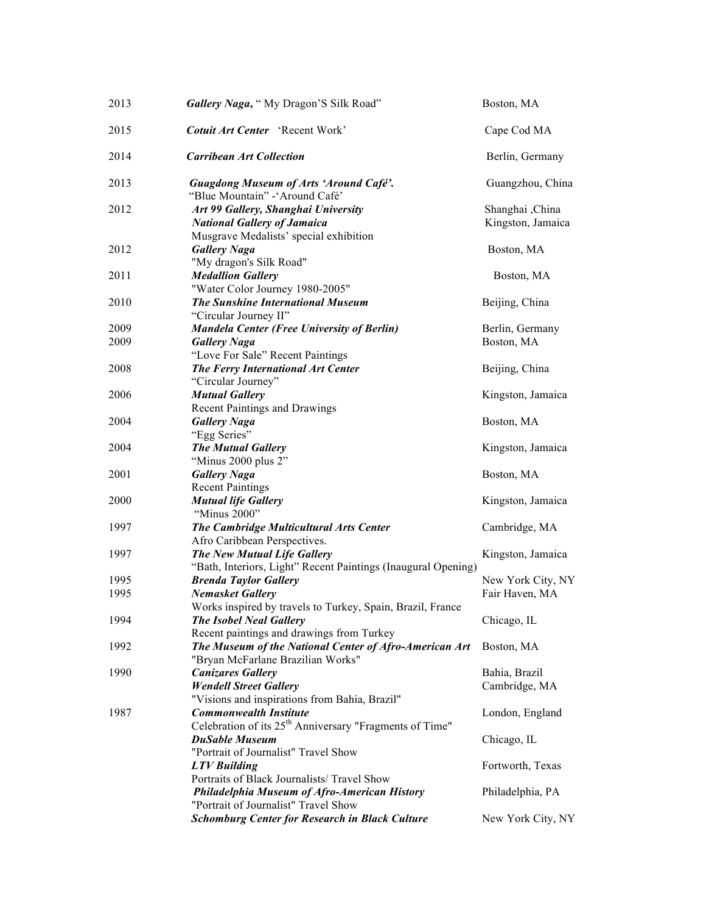| | | |
|---|---|---|
| 2013 | ***Gallery Naga***, " My Dragon'S Silk Road" | Boston, MA |
| 2015 | ***Cotuit Art Center*** 'Recent Work' | Cape Cod MA |
| 2014 | ***Carribean Art Collection*** | Berlin, Germany |
| 2013 | ***Guagdong Museum of Arts 'Around Café'.***<br>"Blue Mountain" -'Around Café' | Guangzhou, China |
| 2012 | ***Art 99 Gallery, Shanghai University*** | Shanghai ,China |
| | ***National Gallery of Jamaica***<br>Musgrave Medalists' special exhibition | Kingston, Jamaica |
| 2012 | ***Gallery Naga***<br>"My dragon's Silk Road" | Boston, MA |
| 2011 | ***Medallion Gallery***<br>"Water Color Journey 1980-2005" | Boston, MA |
| 2010 | ***The Sunshine International Museum***<br>"Circular Journey II" | Beijing, China |
| 2009 | ***Mandela Center (Free University of Berlin)*** | Berlin, Germany |
| 2009 | ***Gallery Naga***<br>"Love For Sale" Recent Paintings | Boston, MA |
| 2008 | ***The Ferry International Art Center***<br>"Circular Journey" | Beijing, China |
| 2006 | ***Mutual Gallery***<br>Recent Paintings and Drawings | Kingston, Jamaica |
| 2004 | ***Gallery Naga***<br>"Egg Series" | Boston, MA |
| 2004 | ***The Mutual Gallery***<br>"Minus 2000 plus 2" | Kingston, Jamaica |
| 2001 | ***Gallery Naga***<br>Recent Paintings | Boston, MA |
| 2000 | ***Mutual life Gallery***<br>"Minus 2000" | Kingston, Jamaica |
| 1997 | ***The Cambridge Multicultural Arts Center***<br>Afro Caribbean Perspectives. | Cambridge, MA |
| 1997 | ***The New Mutual Life Gallery***<br>"Bath, Interiors, Light" Recent Paintings (Inaugural Opening) | Kingston, Jamaica |
| 1995 | ***Brenda Taylor Gallery*** | New York City, NY |
| 1995 | ***Nemasket Gallery***<br>Works inspired by travels to Turkey, Spain, Brazil, France | Fair Haven, MA |
| 1994 | ***The Isobel Neal Gallery***<br>Recent paintings and drawings from Turkey | Chicago, IL |
| 1992 | ***The Museum of the National Center of Afro-American Art***<br>"Bryan McFarlane Brazilian Works" | Boston, MA |
| 1990 | ***Canizares Gallery*** | Bahia, Brazil |
| | ***Wendell Street Gallery***<br>"Visions and inspirations from Bahia, Brazil" | Cambridge, MA |
| 1987 | ***Commonwealth Institute***<br>Celebration of its 25th Anniversary "Fragments of Time" | London, England |
| | ***DuSable Museum***<br>"Portrait of Journalist" Travel Show | Chicago, IL |
| | ***LTV Building***<br>Portraits of Black Journalists/ Travel Show | Fortworth, Texas |
| | ***Philadelphia Museum of Afro-American History***<br>"Portrait of Journalist" Travel Show | Philadelphia, PA |
| | ***Schomburg Center for Research in Black Culture*** | New York City, NY |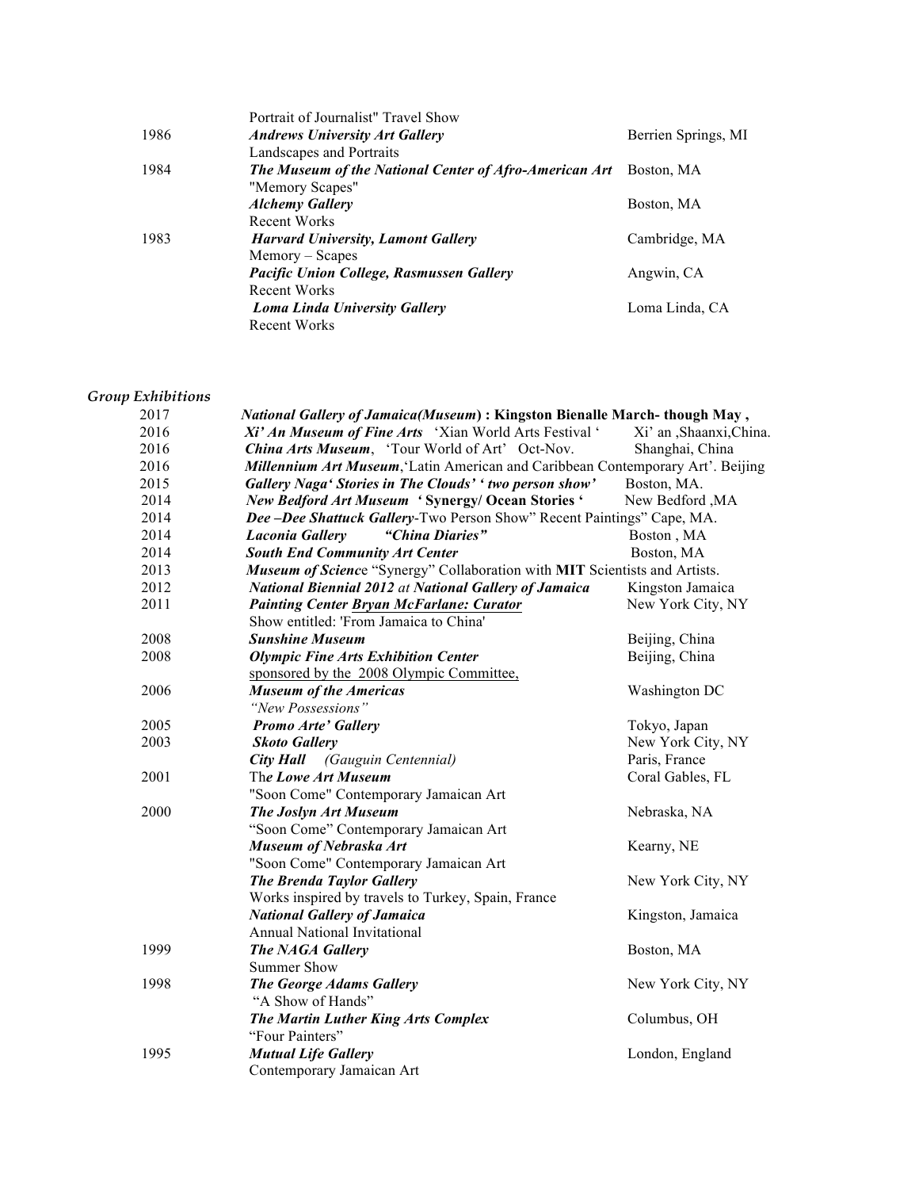| | | |
|---|---|---|
| | Portrait of Journalist" Travel Show | |
| 1986 | ***Andrews University Art Gallery*** | Berrien Springs, MI |
| | Landscapes and Portraits | |
| 1984 | ***The Museum of the National Center of Afro-American Art*** | Boston, MA |
| | "Memory Scapes" | |
| | ***Alchemy Gallery*** | Boston, MA |
| | Recent Works | |
| 1983 | ***Harvard University, Lamont Gallery*** | Cambridge, MA |
| | Memory – Scapes | |
| | ***Pacific Union College, Rasmussen Gallery*** | Angwin, CA |
| | Recent Works | |
| | ***Loma Linda University Gallery*** | Loma Linda, CA |
| | Recent Works | |

*Group Exhibitions*

| | | |
|---|---|---|
| 2017 | ***National Gallery of Jamaica(Museum*) : Kingston Bienalle March- though May ,** | |
| 2016 | ***Xi' An Museum of Fine Arts*** 'Xian World Arts Festival ' | Xi' an ,Shaanxi,China. |
| 2016 | ***China Arts Museum***, 'Tour World of Art' Oct-Nov. | Shanghai, China |
| 2016 | ***Millennium Art Museum***,'Latin American and Caribbean Contemporary Art'. Beijing | |
| 2015 | ***Gallery Naga' Stories in The Clouds' ' two person show'*** | Boston, MA. |
| 2014 | ***New Bedford Art Museum* ' Synergy/ Ocean Stories '** | New Bedford ,MA |
| 2014 | ***Dee –Dee Shattuck Gallery***-Two Person Show" Recent Paintings" Cape, MA. | |
| 2014 | ***Laconia Gallery "China Diaries"*** | Boston , MA |
| 2014 | ***South End Community Art Center*** | Boston, MA |
| 2013 | ***Museum of Scienc***e "Synergy" Collaboration with **MIT** Scientists and Artists. | |
| 2012 | ***National Biennial 2012*** *at* ***National Gallery of Jamaica*** | Kingston Jamaica |
| 2011 | ***Painting Center Bryan McFarlane: Curator*** | New York City, NY |
| | Show entitled: 'From Jamaica to China' | |
| 2008 | ***Sunshine Museum*** | Beijing, China |
| 2008 | ***Olympic Fine Arts Exhibition Center*** | Beijing, China |
| | sponsored by the 2008 Olympic Committee, | |
| 2006 | ***Museum of the Americas*** | Washington DC |
| | *"New Possessions"* | |
| 2005 | ***Promo Arte' Gallery*** | Tokyo, Japan |
| 2003 | ***Skoto Gallery*** | New York City, NY |
| | ***City Hall*** *(Gauguin Centennial)* | Paris, France |
| 2001 | Th***e Lowe Art Museum*** | Coral Gables, FL |
| | "Soon Come" Contemporary Jamaican Art | |
| 2000 | ***The Joslyn Art Museum*** | Nebraska, NA |
| | "Soon Come" Contemporary Jamaican Art | |
| | ***Museum of Nebraska Art*** | Kearny, NE |
| | "Soon Come" Contemporary Jamaican Art | |
| | ***The Brenda Taylor Gallery*** | New York City, NY |
| | Works inspired by travels to Turkey, Spain, France | |
| | ***National Gallery of Jamaica*** | Kingston, Jamaica |
| | Annual National Invitational | |
| 1999 | ***The NAGA Gallery*** | Boston, MA |
| | Summer Show | |
| 1998 | ***The George Adams Gallery*** | New York City, NY |
| | "A Show of Hands" | |
| | ***The Martin Luther King Arts Complex*** | Columbus, OH |
| | "Four Painters" | |
| 1995 | ***Mutual Life Gallery*** | London, England |
| | Contemporary Jamaican Art | |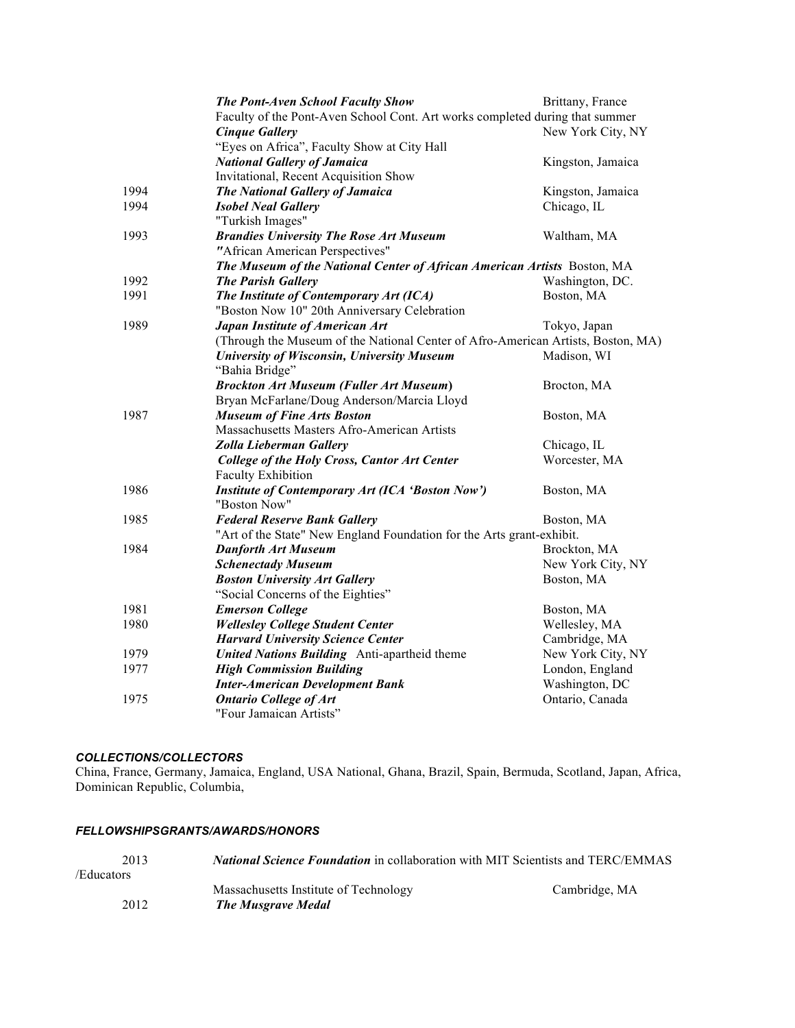| | | |
|---|---|---|
| | ***The Pont-Aven School Faculty Show*** | Brittany, France |
| | Faculty of the Pont-Aven School Cont. Art works completed during that summer | |
| | ***Cinque Gallery*** | New York City, NY |
| | "Eyes on Africa", Faculty Show at City Hall | |
| | ***National Gallery of Jamaica*** | Kingston, Jamaica |
| | Invitational, Recent Acquisition Show | |
| 1994 | ***The National Gallery of Jamaica*** | Kingston, Jamaica |
| 1994 | ***Isobel Neal Gallery*** | Chicago, IL |
| | "Turkish Images" | |
| 1993 | ***Brandies University The Rose Art Museum*** | Waltham, MA |
| | "African American Perspectives" | |
| | ***The Museum of the National Center of African American Artists*** | Boston, MA |
| 1992 | ***The Parish Gallery*** | Washington, DC. |
| 1991 | ***The Institute of Contemporary Art (ICA)*** | Boston, MA |
| | "Boston Now 10" 20th Anniversary Celebration | |
| 1989 | ***Japan Institute of American Art*** | Tokyo, Japan |
| | (Through the Museum of the National Center of Afro-American Artists, Boston, MA) | |
| | ***University of Wisconsin, University Museum*** | Madison, WI |
| | "Bahia Bridge" | |
| | ***Brockton Art Museum (Fuller Art Museum)*** | Brocton, MA |
| | Bryan McFarlane/Doug Anderson/Marcia Lloyd | |
| 1987 | ***Museum of Fine Arts Boston*** | Boston, MA |
| | Massachusetts Masters Afro-American Artists | |
| | ***Zolla Lieberman Gallery*** | Chicago, IL |
| | ***College of the Holy Cross, Cantor Art Center*** | Worcester, MA |
| | Faculty Exhibition | |
| 1986 | ***Institute of Contemporary Art (ICA 'Boston Now')*** | Boston, MA |
| | "Boston Now" | |
| 1985 | ***Federal Reserve Bank Gallery*** | Boston, MA |
| | "Art of the State" New England Foundation for the Arts grant-exhibit. | |
| 1984 | ***Danforth Art Museum*** | Brockton, MA |
| | ***Schenectady Museum*** | New York City, NY |
| | ***Boston University Art Gallery*** | Boston, MA |
| | "Social Concerns of the Eighties" | |
| 1981 | ***Emerson College*** | Boston, MA |
| 1980 | ***Wellesley College Student Center*** | Wellesley, MA |
| | ***Harvard University Science Center*** | Cambridge, MA |
| 1979 | ***United Nations Building*** Anti-apartheid theme | New York City, NY |
| 1977 | ***High Commission Building*** | London, England |
| | ***Inter-American Development Bank*** | Washington, DC |
| 1975 | ***Ontario College of Art*** | Ontario, Canada |
| | "Four Jamaican Artists" | |

### *COLLECTIONS/COLLECTORS*

China, France, Germany, Jamaica, England, USA National, Ghana, Brazil, Spain, Bermuda, Scotland, Japan, Africa, Dominican Republic, Columbia,

### *FELLOWSHIPSGRANTS/AWARDS/HONORS*

| | | |
|---|---|---|
| 2013 | ***National Science Foundation*** in collaboration with MIT Scientists and TERC/EMMAS /Educators | |
| | Massachusetts Institute of Technology | Cambridge, MA |
| 2012 | ***The Musgrave Medal*** | |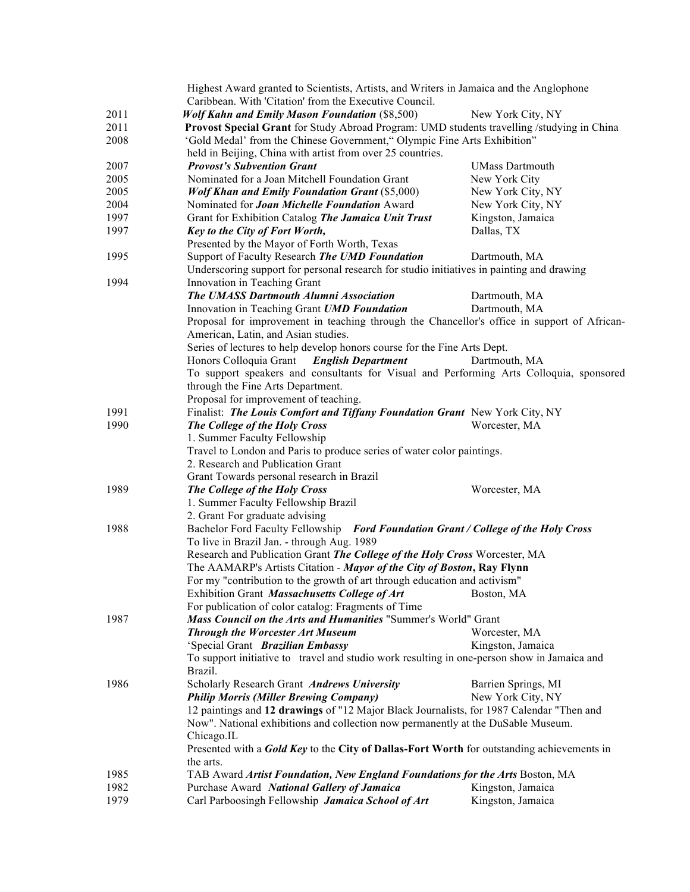Highest Award granted to Scientists, Artists, and Writers in Jamaica and the Anglophone Caribbean. With 'Citation' from the Executive Council.

2011 ***Wolf Kahn and Emily Mason Foundation*** ($8,500) — New York City, NY

2011 **Provost Special Grant** for Study Abroad Program: UMD students travelling /studying in China

2008 'Gold Medal' from the Chinese Government," Olympic Fine Arts Exhibition" held in Beijing, China with artist from over 25 countries.

2007 ***Provost's Subvention Grant*** — UMass Dartmouth

2005 Nominated for a Joan Mitchell Foundation Grant — New York City

2005 ***Wolf Khan and Emily Foundation Grant*** ($5,000) — New York City, NY

2004 Nominated for ***Joan Michelle Foundation*** Award — New York City, NY

1997 Grant for Exhibition Catalog ***The Jamaica Unit Trust*** — Kingston, Jamaica

1997 ***Key to the City of Fort Worth,*** — Dallas, TX
Presented by the Mayor of Forth Worth, Texas

1995 Support of Faculty Research ***The UMD Foundation*** — Dartmouth, MA
Underscoring support for personal research for studio initiatives in painting and drawing

1994 Innovation in Teaching Grant
***The UMASS Dartmouth Alumni Association*** — Dartmouth, MA
Innovation in Teaching Grant ***UMD Foundation*** — Dartmouth, MA
Proposal for improvement in teaching through the Chancellor's office in support of African-American, Latin, and Asian studies.
Series of lectures to help develop honors course for the Fine Arts Dept.
Honors Colloquia Grant ***English Department*** — Dartmouth, MA
To support speakers and consultants for Visual and Performing Arts Colloquia, sponsored through the Fine Arts Department.
Proposal for improvement of teaching.

1991 Finalist: ***The Louis Comfort and Tiffany Foundation Grant*** — New York City, NY

1990 ***The College of the Holy Cross*** — Worcester, MA
1. Summer Faculty Fellowship
Travel to London and Paris to produce series of water color paintings.
2. Research and Publication Grant
Grant Towards personal research in Brazil

1989 ***The College of the Holy Cross*** — Worcester, MA
1. Summer Faculty Fellowship Brazil
2. Grant For graduate advising

1988 Bachelor Ford Faculty Fellowship ***Ford Foundation Grant / College of the Holy Cross***
To live in Brazil Jan. - through Aug. 1989
Research and Publication Grant ***The College of the Holy Cross*** Worcester, MA
The AAMARP's Artists Citation - ***Mayor of the City of Boston*, Ray Flynn**
For my "contribution to the growth of art through education and activism"
Exhibition Grant ***Massachusetts College of Art*** — Boston, MA
For publication of color catalog: Fragments of Time

1987 ***Mass Council on the Arts and Humanities*** "Summer's World" Grant
***Through the Worcester Art Museum*** — Worcester, MA
'Special Grant ***Brazilian Embassy*** — Kingston, Jamaica
To support initiative to travel and studio work resulting in one-person show in Jamaica and Brazil.

1986 Scholarly Research Grant ***Andrews University*** — Barrien Springs, MI
***Philip Morris (Miller Brewing Company)*** — New York City, NY
12 paintings and **12 drawings** of "12 Major Black Journalists, for 1987 Calendar "Then and Now". National exhibitions and collection now permanently at the DuSable Museum. Chicago.IL
Presented with a ***Gold Key*** to the **City of Dallas-Fort Worth** for outstanding achievements in the arts.

1985 TAB Award ***Artist Foundation, New England Foundations for the Arts*** Boston, MA

1982 Purchase Award ***National Gallery of Jamaica*** — Kingston, Jamaica

1979 Carl Parboosingh Fellowship ***Jamaica School of Art*** — Kingston, Jamaica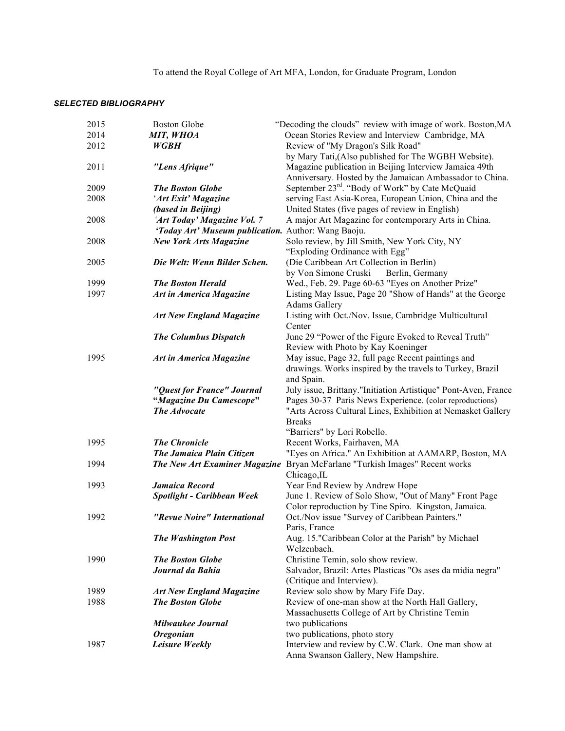To attend the Royal College of Art MFA, London, for Graduate Program, London

### ***SELECTED BIBLIOGRAPHY***

| | | |
|---|---|---|
| 2015 | Boston Globe | "Decoding the clouds" review with image of work. Boston,MA |
| 2014 | ***MIT, WHOA*** | Ocean Stories Review and Interview Cambridge, MA |
| 2012 | ***WGBH*** | Review of "My Dragon's Silk Road" by Mary Tati,(Also published for The WGBH Website). |
| 2011 | ***"Lens Afrique"*** | Magazine publication in Beijing Interview Jamaica 49th Anniversary. Hosted by the Jamaican Ambassador to China. |
| 2009 | ***The Boston Globe*** | September 23rd. "Body of Work" by Cate McQuaid |
| 2008 | ***'Art Exit' Magazine (based in Beijing)*** | serving East Asia-Korea, European Union, China and the United States (five pages of review in English) |
| 2008 | ***'Art Today' Magazine Vol. 7 'Today Art' Museum publication.*** | Author: Wang Baoju. A major Art Magazine for contemporary Arts in China. |
| 2008 | ***New York Arts Magazine*** | Solo review, by Jill Smith, New York City, NY "Exploding Ordinance with Egg" |
| 2005 | ***Die Welt: Wenn Bilder Schen.*** | (Die Caribbean Art Collection in Berlin) by Von Simone Cruski Berlin, Germany |
| 1999 | ***The Boston Herald*** | Wed., Feb. 29. Page 60-63 "Eyes on Another Prize" |
| 1997 | ***Art in America Magazine*** | Listing May Issue, Page 20 "Show of Hands" at the George Adams Gallery |
| | ***Art New England Magazine*** | Listing with Oct./Nov. Issue, Cambridge Multicultural Center |
| | ***The Columbus Dispatch*** | June 29 "Power of the Figure Evoked to Reveal Truth" Review with Photo by Kay Koeninger |
| 1995 | ***Art in America Magazine*** | May issue, Page 32, full page Recent paintings and drawings. Works inspired by the travels to Turkey, Brazil and Spain. |
| | ***"Quest for France" Journal*** | July issue, Brittany."Initiation Artistique" Pont-Aven, France |
| | ***"Magazine Du Camescope"*** | Pages 30-37 Paris News Experience. (color reproductions) |
| | ***The Advocate*** | "Arts Across Cultural Lines, Exhibition at Nemasket Gallery Breaks "Barriers" by Lori Robello. |
| 1995 | ***The Chronicle*** | Recent Works, Fairhaven, MA |
| | ***The Jamaica Plain Citizen*** | "Eyes on Africa." An Exhibition at AAMARP, Boston, MA |
| 1994 | ***The New Art Examiner Magazine*** | Bryan McFarlane "Turkish Images" Recent works Chicago,IL |
| 1993 | ***Jamaica Record*** | Year End Review by Andrew Hope |
| | ***Spotlight - Caribbean Week*** | June 1. Review of Solo Show, "Out of Many" Front Page Color reproduction by Tine Spiro. Kingston, Jamaica. |
| 1992 | ***"Revue Noire" International*** | Oct./Nov issue "Survey of Caribbean Painters." Paris, France |
| | ***The Washington Post*** | Aug. 15."Caribbean Color at the Parish" by Michael Welzenbach. |
| 1990 | ***The Boston Globe*** | Christine Temin, solo show review. |
| | ***Journal da Bahia*** | Salvador, Brazil: Artes Plasticas "Os ases da midia negra" (Critique and Interview). |
| 1989 | ***Art New England Magazine*** | Review solo show by Mary Fife Day. |
| 1988 | ***The Boston Globe*** | Review of one-man show at the North Hall Gallery, Massachusetts College of Art by Christine Temin |
| | ***Milwaukee Journal*** | two publications |
| | ***Oregonian*** | two publications, photo story |
| 1987 | ***Leisure Weekly*** | Interview and review by C.W. Clark. One man show at Anna Swanson Gallery, New Hampshire. |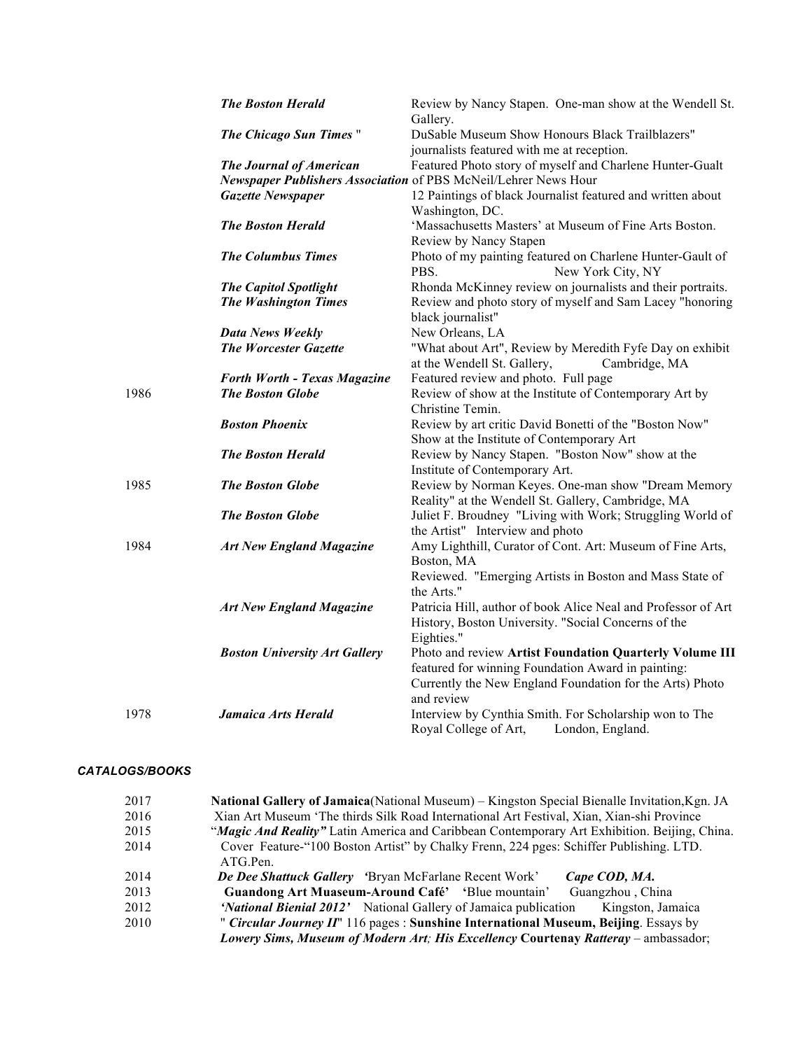| | | |
|---|---|---|
| | ***The Boston Herald*** | Review by Nancy Stapen. One-man show at the Wendell St. Gallery. |
| | ***The Chicago Sun Times*** " | DuSable Museum Show Honours Black Trailblazers" journalists featured with me at reception. |
| | ***The Journal of American Newspaper Publishers Association*** | Featured Photo story of myself and Charlene Hunter-Gualt of PBS McNeil/Lehrer News Hour |
| | ***Gazette Newspaper*** | 12 Paintings of black Journalist featured and written about Washington, DC. |
| | ***The Boston Herald*** | 'Massachusetts Masters' at Museum of Fine Arts Boston. Review by Nancy Stapen |
| | ***The Columbus Times*** | Photo of my painting featured on Charlene Hunter-Gault of PBS. New York City, NY |
| | ***The Capitol Spotlight*** | Rhonda McKinney review on journalists and their portraits. |
| | ***The Washington Times*** | Review and photo story of myself and Sam Lacey "honoring black journalist" |
| | ***Data News Weekly*** | New Orleans, LA |
| | ***The Worcester Gazette*** | "What about Art", Review by Meredith Fyfe Day on exhibit at the Wendell St. Gallery, Cambridge, MA |
| | ***Forth Worth - Texas Magazine*** | Featured review and photo. Full page |
| 1986 | ***The Boston Globe*** | Review of show at the Institute of Contemporary Art by Christine Temin. |
| | ***Boston Phoenix*** | Review by art critic David Bonetti of the "Boston Now" Show at the Institute of Contemporary Art |
| | ***The Boston Herald*** | Review by Nancy Stapen. "Boston Now" show at the Institute of Contemporary Art. |
| 1985 | ***The Boston Globe*** | Review by Norman Keyes. One-man show "Dream Memory Reality" at the Wendell St. Gallery, Cambridge, MA |
| | ***The Boston Globe*** | Juliet F. Broudney "Living with Work; Struggling World of the Artist" Interview and photo |
| 1984 | ***Art New England Magazine*** | Amy Lighthill, Curator of Cont. Art: Museum of Fine Arts, Boston, MA<br>Reviewed. "Emerging Artists in Boston and Mass State of the Arts." |
| | ***Art New England Magazine*** | Patricia Hill, author of book Alice Neal and Professor of Art History, Boston University. "Social Concerns of the Eighties." |
| | ***Boston University Art Gallery*** | Photo and review **Artist Foundation Quarterly Volume III** featured for winning Foundation Award in painting: Currently the New England Foundation for the Arts) Photo and review |
| 1978 | ***Jamaica Arts Herald*** | Interview by Cynthia Smith. For Scholarship won to The Royal College of Art, London, England. |

***CATALOGS/BOOKS***

| | |
|---|---|
| 2017 | **National Gallery of Jamaica**(National Museum) – Kingston Special Bienalle Invitation,Kgn. JA |
| 2016 | Xian Art Museum 'The thirds Silk Road International Art Festival, Xian, Xian-shi Province |
| 2015 | "***Magic And Reality"*** Latin America and Caribbean Contemporary Art Exhibition. Beijing, China. |
| 2014 | Cover Feature-"100 Boston Artist" by Chalky Frenn, 224 pges: Schiffer Publishing. LTD. ATG.Pen. |
| 2014 | ***De Dee Shattuck Gallery*** 'Bryan McFarlane Recent Work' ***Cape COD, MA.*** |
| 2013 | **Guandong Art Museaum-Around Café'** 'Blue mountain' Guangzhou , China |
| 2012 | ***'National Bienial 2012'*** National Gallery of Jamaica publication Kingston, Jamaica |
| 2010 | " ***Circular Journey II***" 116 pages : **Sunshine International Museum, Beijing**. Essays by ***Lowery Sims, Museum of Modern Art; His Excellency*** **Courtenay *Ratteray*** – ambassador; |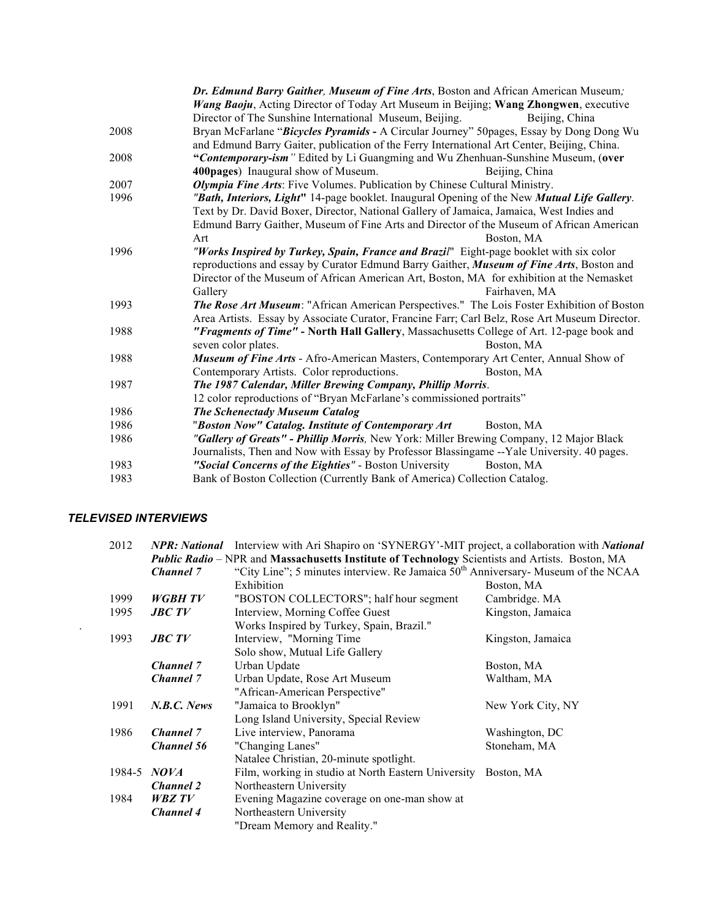| | |
|---|---|
| | ***Dr. Edmund Barry Gaither**, **Museum of Fine Arts***, Boston and African American Museum; ***Wang Baoju***, Acting Director of Today Art Museum in Beijing; **Wang Zhongwen**, executive Director of The Sunshine International Museum, Beijing. Beijing, China |
| 2008 | Bryan McFarlane "***Bicycles Pyramids -*** A Circular Journey" 50pages, Essay by Dong Dong Wu and Edmund Barry Gaiter, publication of the Ferry International Art Center, Beijing, China. |
| 2008 | **"*Contemporary-ism"*** Edited by Li Guangming and Wu Zhenhuan-Sunshine Museum, (**over 400pages**) Inaugural show of Museum. Beijing, China |
| 2007 | ***Olympia Fine Arts***: Five Volumes. Publication by Chinese Cultural Ministry. |
| 1996 | ***"Bath, Interiors, Light***" 14-page booklet. Inaugural Opening of the New ***Mutual Life Gallery***. Text by Dr. David Boxer, Director, National Gallery of Jamaica, Jamaica, West Indies and Edmund Barry Gaither, Museum of Fine Arts and Director of the Museum of African American Art Boston, MA |
| 1996 | ***"Works Inspired by Turkey, Spain, France and Brazil***" Eight-page booklet with six color reproductions and essay by Curator Edmund Barry Gaither, ***Museum of Fine Arts***, Boston and Director of the Museum of African American Art, Boston, MA for exhibition at the Nemasket Gallery Fairhaven, MA |
| 1993 | ***The Rose Art Museum***: "African American Perspectives." The Lois Foster Exhibition of Boston Area Artists. Essay by Associate Curator, Francine Farr; Carl Belz, Rose Art Museum Director. |
| 1988 | ***"Fragments of Time" -* North Hall Gallery**, Massachusetts College of Art. 12-page book and seven color plates. Boston, MA |
| 1988 | ***Museum of Fine Arts*** - Afro-American Masters, Contemporary Art Center, Annual Show of Contemporary Artists. Color reproductions. Boston, MA |
| 1987 | ***The 1987 Calendar, Miller Brewing Company, Phillip Morris***. 12 color reproductions of "Bryan McFarlane's commissioned portraits" |
| 1986 | ***The Schenectady Museum Catalog*** |
| 1986 | "***Boston Now" Catalog. Institute of Contemporary Art*** Boston, MA |
| 1986 | ***"Gallery of Greats" - Phillip Morris***, New York: Miller Brewing Company, 12 Major Black Journalists, Then and Now with Essay by Professor Blassingame --Yale University. 40 pages. |
| 1983 | ***"Social Concerns of the Eighties"*** - Boston University Boston, MA |
| 1983 | Bank of Boston Collection (Currently Bank of America) Collection Catalog. |

### *TELEVISED INTERVIEWS*

| | | | |
|---|---|---|---|
| 2012 | ***NPR: National Public Radio*** | Interview with Ari Shapiro on 'SYNERGY'-MIT project, a collaboration with ***National Public Radio*** – NPR and **Massachusetts Institute of Technology** Scientists and Artists. | Boston, MA |
| | ***Channel 7*** | "City Line"; 5 minutes interview. Re Jamaica 50th Anniversary- Museum of the NCAA Exhibition | Boston, MA |
| 1999 | ***WGBH TV*** | "BOSTON COLLECTORS"; half hour segment | Cambridge. MA |
| 1995 | ***JBC TV*** | Interview, Morning Coffee Guest Works Inspired by Turkey, Spain, Brazil." | Kingston, Jamaica |
| 1993 | ***JBC TV*** | Interview, "Morning Time Solo show, Mutual Life Gallery | Kingston, Jamaica |
| | ***Channel 7*** | Urban Update | Boston, MA |
| | ***Channel 7*** | Urban Update, Rose Art Museum "African-American Perspective" | Waltham, MA |
| 1991 | ***N.B.C. News*** | "Jamaica to Brooklyn" Long Island University, Special Review | New York City, NY |
| 1986 | ***Channel 7*** | Live interview, Panorama | Washington, DC |
| | ***Channel 56*** | "Changing Lanes" Natalee Christian, 20-minute spotlight. | Stoneham, MA |
| 1984-5 | ***NOVA Channel 2*** | Film, working in studio at North Eastern University Northeastern University | Boston, MA |
| 1984 | ***WBZ TV Channel 4*** | Evening Magazine coverage on one-man show at Northeastern University "Dream Memory and Reality." | |